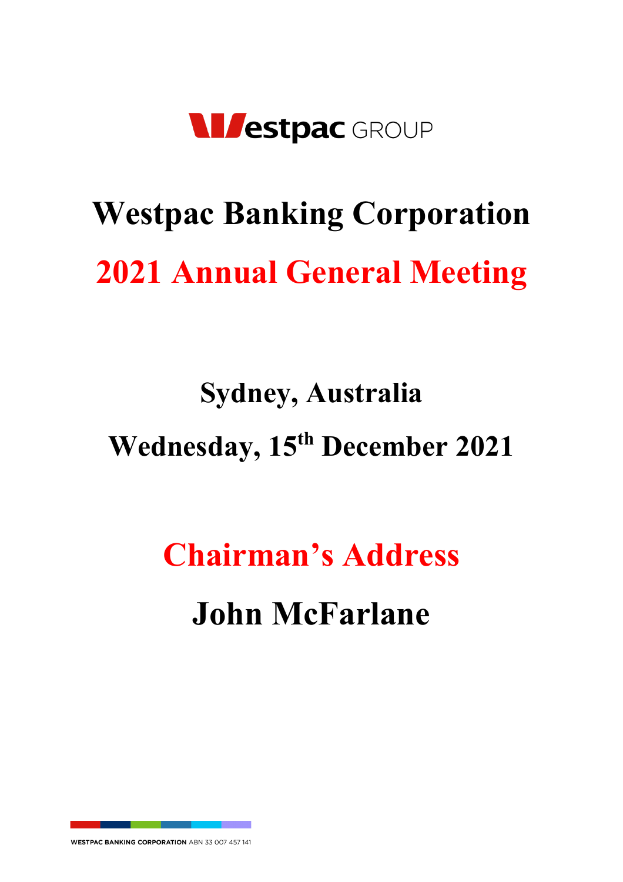Westpac GROUP

# Westpac Banking Corporation

# 2021 Annual General Meeting

## Sydney, Australia

## Wednesday, 15th December 2021

# Chairman's Address

# John McFarlane

WESTPAC BANKING CORPORATION ABN 33 007 457 141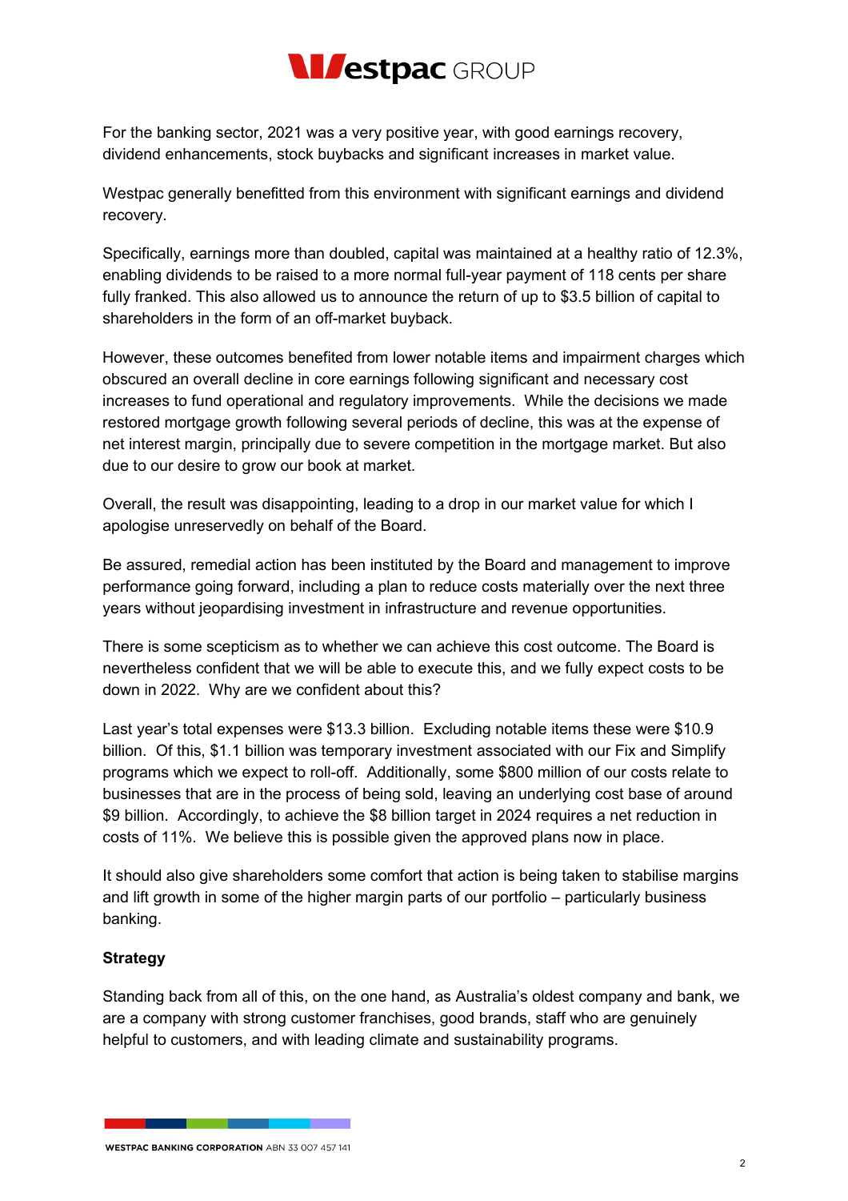For the banking sector, 2021 was a very positive year, with good earnings recovery, dividend enhancements, stock buybacks and significant increases in market value.

Westpac generally benefitted from this environment with significant earnings and dividend recovery.

Specifically, earnings more than doubled, capital was maintained at a healthy ratio of 12.3%, enabling dividends to be raised to a more normal full-year payment of 118 cents per share fully franked. This also allowed us to announce the return of up to $3.5 billion of capital to shareholders in the form of an off-market buyback.

However, these outcomes benefited from lower notable items and impairment charges which obscured an overall decline in core earnings following significant and necessary cost increases to fund operational and regulatory improvements. While the decisions we made restored mortgage growth following several periods of decline, this was at the expense of net interest margin, principally due to severe competition in the mortgage market. But also due to our desire to grow our book at market.

Overall, the result was disappointing, leading to a drop in our market value for which I apologise unreservedly on behalf of the Board.

Be assured, remedial action has been instituted by the Board and management to improve performance going forward, including a plan to reduce costs materially over the next three years without jeopardising investment in infrastructure and revenue opportunities.

There is some scepticism as to whether we can achieve this cost outcome. The Board is nevertheless confident that we will be able to execute this, and we fully expect costs to be down in 2022. Why are we confident about this?

Last year's total expenses were $13.3 billion. Excluding notable items these were $10.9 billion. Of this, $1.1 billion was temporary investment associated with our Fix and Simplify programs which we expect to roll-off. Additionally, some $800 million of our costs relate to businesses that are in the process of being sold, leaving an underlying cost base of around $9 billion. Accordingly, to achieve the $8 billion target in 2024 requires a net reduction in costs of 11%. We believe this is possible given the approved plans now in place.

It should also give shareholders some comfort that action is being taken to stabilise margins and lift growth in some of the higher margin parts of our portfolio – particularly business banking.

**Strategy**

Standing back from all of this, on the one hand, as Australia's oldest company and bank, we are a company with strong customer franchises, good brands, staff who are genuinely helpful to customers, and with leading climate and sustainability programs.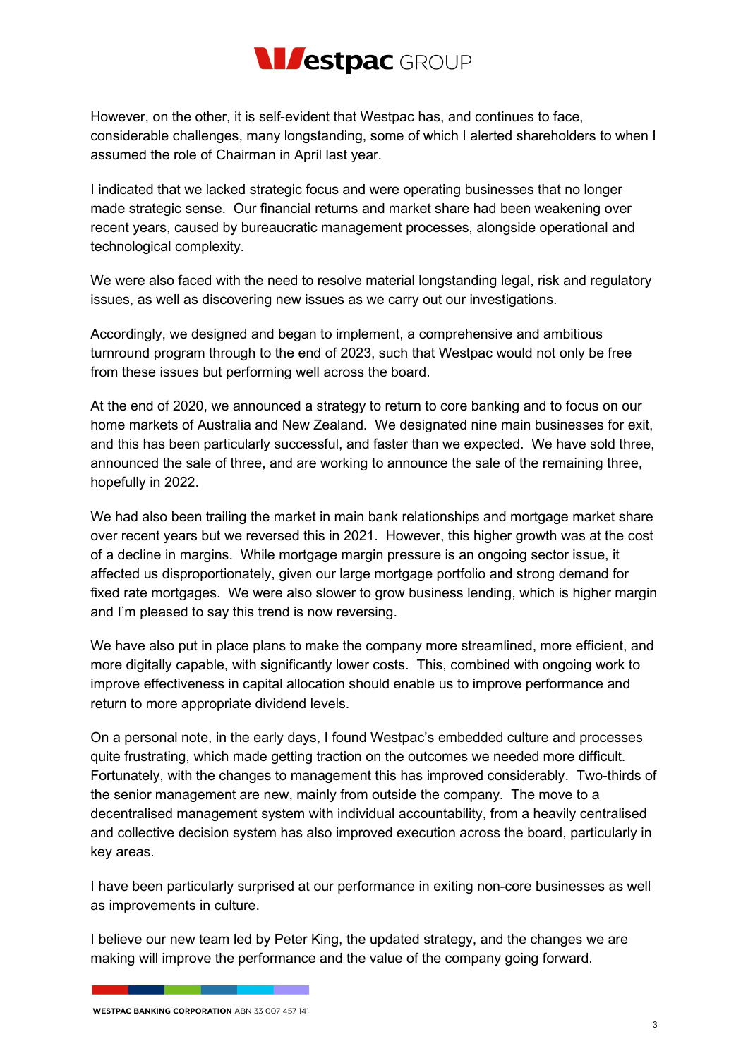However, on the other, it is self-evident that Westpac has, and continues to face, considerable challenges, many longstanding, some of which I alerted shareholders to when I assumed the role of Chairman in April last year.

I indicated that we lacked strategic focus and were operating businesses that no longer made strategic sense. Our financial returns and market share had been weakening over recent years, caused by bureaucratic management processes, alongside operational and technological complexity.

We were also faced with the need to resolve material longstanding legal, risk and regulatory issues, as well as discovering new issues as we carry out our investigations.

Accordingly, we designed and began to implement, a comprehensive and ambitious turnround program through to the end of 2023, such that Westpac would not only be free from these issues but performing well across the board.

At the end of 2020, we announced a strategy to return to core banking and to focus on our home markets of Australia and New Zealand. We designated nine main businesses for exit, and this has been particularly successful, and faster than we expected. We have sold three, announced the sale of three, and are working to announce the sale of the remaining three, hopefully in 2022.

We had also been trailing the market in main bank relationships and mortgage market share over recent years but we reversed this in 2021. However, this higher growth was at the cost of a decline in margins. While mortgage margin pressure is an ongoing sector issue, it affected us disproportionately, given our large mortgage portfolio and strong demand for fixed rate mortgages. We were also slower to grow business lending, which is higher margin and I'm pleased to say this trend is now reversing.

We have also put in place plans to make the company more streamlined, more efficient, and more digitally capable, with significantly lower costs. This, combined with ongoing work to improve effectiveness in capital allocation should enable us to improve performance and return to more appropriate dividend levels.

On a personal note, in the early days, I found Westpac's embedded culture and processes quite frustrating, which made getting traction on the outcomes we needed more difficult. Fortunately, with the changes to management this has improved considerably. Two-thirds of the senior management are new, mainly from outside the company. The move to a decentralised management system with individual accountability, from a heavily centralised and collective decision system has also improved execution across the board, particularly in key areas.

I have been particularly surprised at our performance in exiting non-core businesses as well as improvements in culture.

I believe our new team led by Peter King, the updated strategy, and the changes we are making will improve the performance and the value of the company going forward.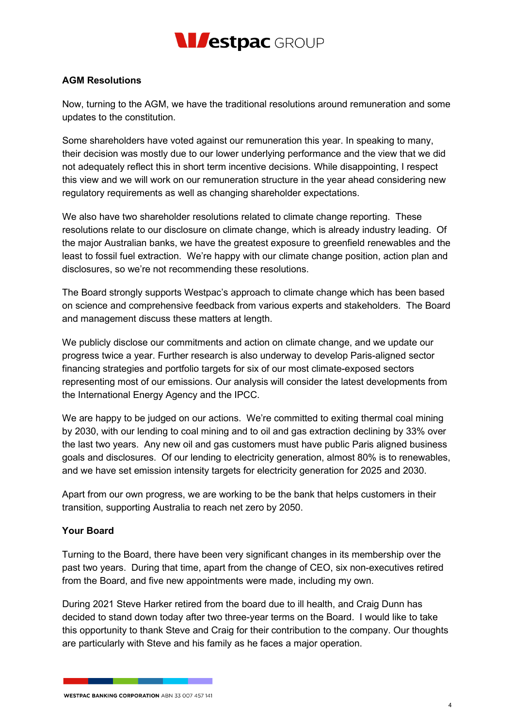**AGM Resolutions**

Now, turning to the AGM, we have the traditional resolutions around remuneration and some updates to the constitution.

Some shareholders have voted against our remuneration this year. In speaking to many, their decision was mostly due to our lower underlying performance and the view that we did not adequately reflect this in short term incentive decisions. While disappointing, I respect this view and we will work on our remuneration structure in the year ahead considering new regulatory requirements as well as changing shareholder expectations.

We also have two shareholder resolutions related to climate change reporting. These resolutions relate to our disclosure on climate change, which is already industry leading. Of the major Australian banks, we have the greatest exposure to greenfield renewables and the least to fossil fuel extraction. We're happy with our climate change position, action plan and disclosures, so we're not recommending these resolutions.

The Board strongly supports Westpac's approach to climate change which has been based on science and comprehensive feedback from various experts and stakeholders. The Board and management discuss these matters at length.

We publicly disclose our commitments and action on climate change, and we update our progress twice a year. Further research is also underway to develop Paris-aligned sector financing strategies and portfolio targets for six of our most climate-exposed sectors representing most of our emissions. Our analysis will consider the latest developments from the International Energy Agency and the IPCC.

We are happy to be judged on our actions. We're committed to exiting thermal coal mining by 2030, with our lending to coal mining and to oil and gas extraction declining by 33% over the last two years. Any new oil and gas customers must have public Paris aligned business goals and disclosures. Of our lending to electricity generation, almost 80% is to renewables, and we have set emission intensity targets for electricity generation for 2025 and 2030.

Apart from our own progress, we are working to be the bank that helps customers in their transition, supporting Australia to reach net zero by 2050.

**Your Board**

Turning to the Board, there have been very significant changes in its membership over the past two years. During that time, apart from the change of CEO, six non-executives retired from the Board, and five new appointments were made, including my own.

During 2021 Steve Harker retired from the board due to ill health, and Craig Dunn has decided to stand down today after two three-year terms on the Board. I would like to take this opportunity to thank Steve and Craig for their contribution to the company. Our thoughts are particularly with Steve and his family as he faces a major operation.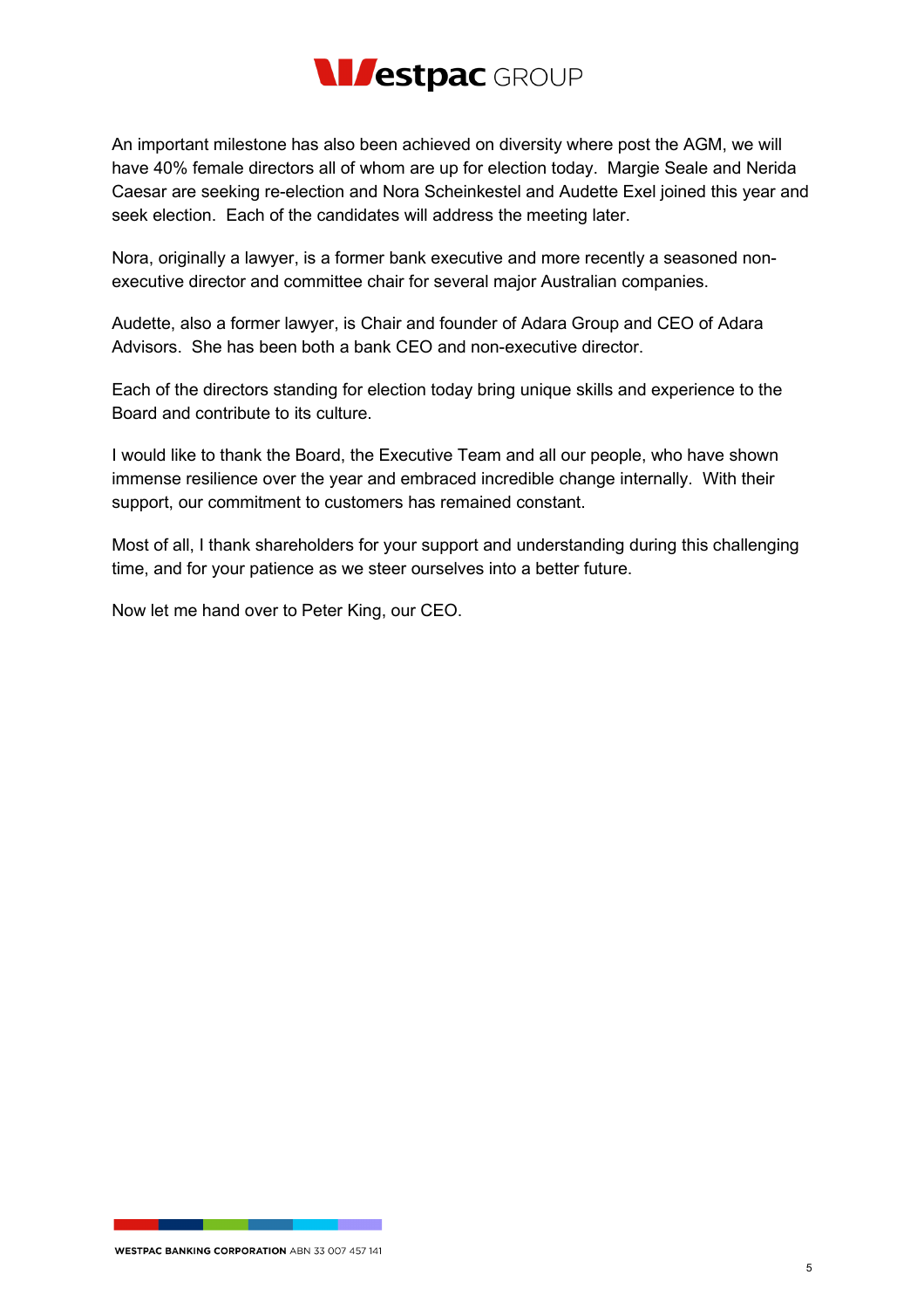An important milestone has also been achieved on diversity where post the AGM, we will have 40% female directors all of whom are up for election today. Margie Seale and Nerida Caesar are seeking re-election and Nora Scheinkestel and Audette Exel joined this year and seek election. Each of the candidates will address the meeting later.

Nora, originally a lawyer, is a former bank executive and more recently a seasoned non-executive director and committee chair for several major Australian companies.

Audette, also a former lawyer, is Chair and founder of Adara Group and CEO of Adara Advisors. She has been both a bank CEO and non-executive director.

Each of the directors standing for election today bring unique skills and experience to the Board and contribute to its culture.

I would like to thank the Board, the Executive Team and all our people, who have shown immense resilience over the year and embraced incredible change internally. With their support, our commitment to customers has remained constant.

Most of all, I thank shareholders for your support and understanding during this challenging time, and for your patience as we steer ourselves into a better future.

Now let me hand over to Peter King, our CEO.